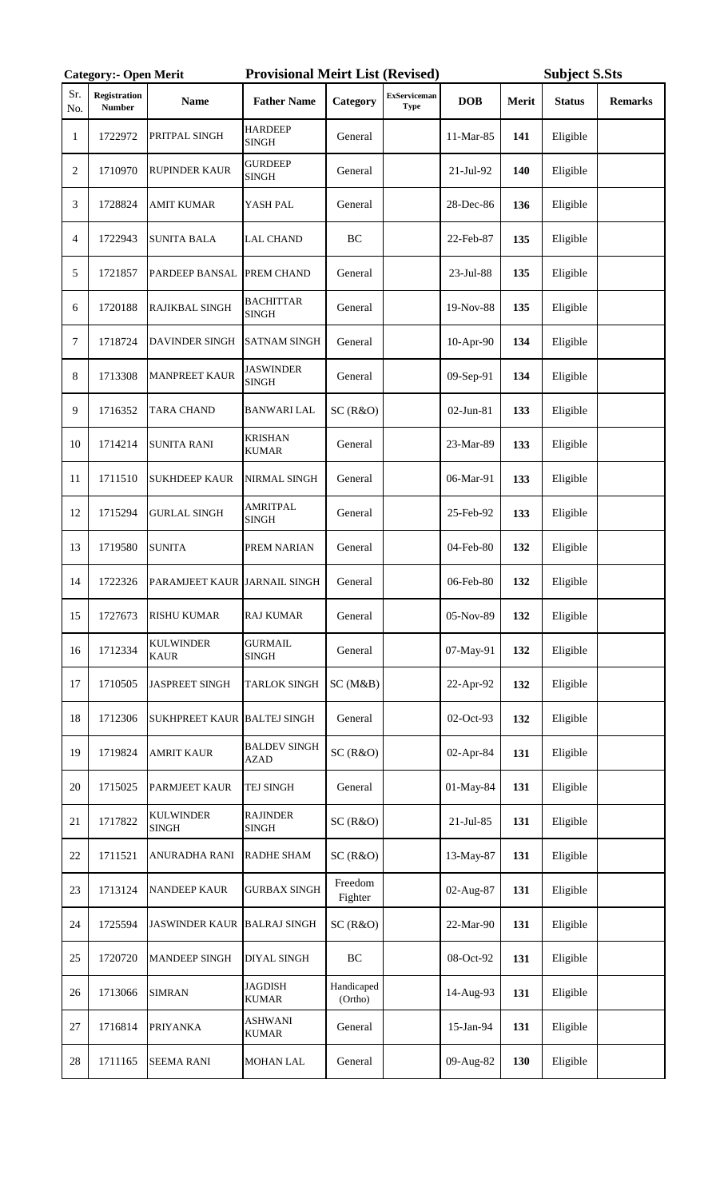**Category:- Open Merit** **Provisional Meirt List (Revised)** **Subject S.Sts**

| Sr. No. | Registration Number | Name | Father Name | Category | ExServiceman Type | DOB | Merit | Status | Remarks |
|---|---|---|---|---|---|---|---|---|---|
| 1 | 1722972 | PRITPAL SINGH | HARDEEP SINGH | General | | 11-Mar-85 | **141** | Eligible | |
| 2 | 1710970 | RUPINDER KAUR | GURDEEP SINGH | General | | 21-Jul-92 | **140** | Eligible | |
| 3 | 1728824 | AMIT KUMAR | YASH PAL | General | | 28-Dec-86 | **136** | Eligible | |
| 4 | 1722943 | SUNITA BALA | LAL CHAND | BC | | 22-Feb-87 | **135** | Eligible | |
| 5 | 1721857 | PARDEEP BANSAL | PREM CHAND | General | | 23-Jul-88 | **135** | Eligible | |
| 6 | 1720188 | RAJIKBAL SINGH | BACHITTAR SINGH | General | | 19-Nov-88 | **135** | Eligible | |
| 7 | 1718724 | DAVINDER SINGH | SATNAM SINGH | General | | 10-Apr-90 | **134** | Eligible | |
| 8 | 1713308 | MANPREET KAUR | JASWINDER SINGH | General | | 09-Sep-91 | **134** | Eligible | |
| 9 | 1716352 | TARA CHAND | BANWARI LAL | SC (R&O) | | 02-Jun-81 | **133** | Eligible | |
| 10 | 1714214 | SUNITA RANI | KRISHAN KUMAR | General | | 23-Mar-89 | **133** | Eligible | |
| 11 | 1711510 | SUKHDEEP KAUR | NIRMAL SINGH | General | | 06-Mar-91 | **133** | Eligible | |
| 12 | 1715294 | GURLAL SINGH | AMRITPAL SINGH | General | | 25-Feb-92 | **133** | Eligible | |
| 13 | 1719580 | SUNITA | PREM NARIAN | General | | 04-Feb-80 | **132** | Eligible | |
| 14 | 1722326 | PARAMJEET KAUR | JARNAIL SINGH | General | | 06-Feb-80 | **132** | Eligible | |
| 15 | 1727673 | RISHU KUMAR | RAJ KUMAR | General | | 05-Nov-89 | **132** | Eligible | |
| 16 | 1712334 | KULWINDER KAUR | GURMAIL SINGH | General | | 07-May-91 | **132** | Eligible | |
| 17 | 1710505 | JASPREET SINGH | TARLOK SINGH | SC (M&B) | | 22-Apr-92 | **132** | Eligible | |
| 18 | 1712306 | SUKHPREET KAUR | BALTEJ SINGH | General | | 02-Oct-93 | **132** | Eligible | |
| 19 | 1719824 | AMRIT KAUR | BALDEV SINGH AZAD | SC (R&O) | | 02-Apr-84 | **131** | Eligible | |
| 20 | 1715025 | PARMJEET KAUR | TEJ SINGH | General | | 01-May-84 | **131** | Eligible | |
| 21 | 1717822 | KULWINDER SINGH | RAJINDER SINGH | SC (R&O) | | 21-Jul-85 | **131** | Eligible | |
| 22 | 1711521 | ANURADHA RANI | RADHE SHAM | SC (R&O) | | 13-May-87 | **131** | Eligible | |
| 23 | 1713124 | NANDEEP KAUR | GURBAX SINGH | Freedom Fighter | | 02-Aug-87 | **131** | Eligible | |
| 24 | 1725594 | JASWINDER KAUR | BALRAJ SINGH | SC (R&O) | | 22-Mar-90 | **131** | Eligible | |
| 25 | 1720720 | MANDEEP SINGH | DIYAL SINGH | BC | | 08-Oct-92 | **131** | Eligible | |
| 26 | 1713066 | SIMRAN | JAGDISH KUMAR | Handicaped (Ortho) | | 14-Aug-93 | **131** | Eligible | |
| 27 | 1716814 | PRIYANKA | ASHWANI KUMAR | General | | 15-Jan-94 | **131** | Eligible | |
| 28 | 1711165 | SEEMA RANI | MOHAN LAL | General | | 09-Aug-82 | **130** | Eligible | |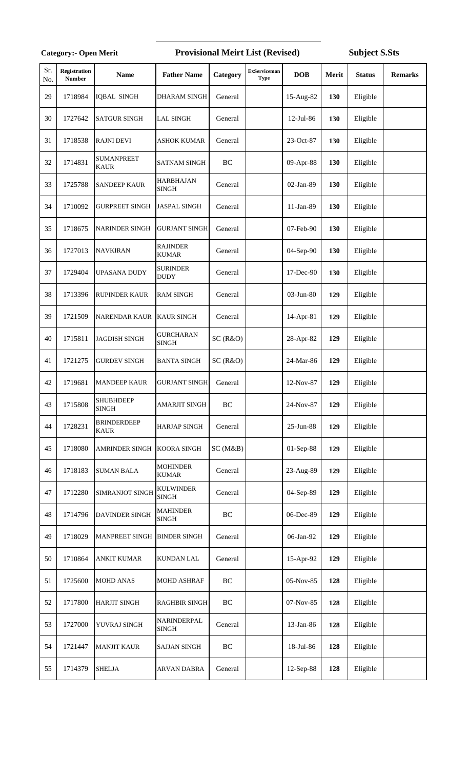**Category:- Open Merit** | **Provisional Meirt List (Revised)** | **Subject S.Sts**

| Sr. No. | Registration Number | Name | Father Name | Category | ExServiceman Type | DOB | Merit | Status | Remarks |
|---|---|---|---|---|---|---|---|---|---|
| 29 | 1718984 | IQBAL SINGH | DHARAM SINGH | General | | 15-Aug-82 | **130** | Eligible | |
| 30 | 1727642 | SATGUR SINGH | LAL SINGH | General | | 12-Jul-86 | **130** | Eligible | |
| 31 | 1718538 | RAJNI DEVI | ASHOK KUMAR | General | | 23-Oct-87 | **130** | Eligible | |
| 32 | 1714831 | SUMANPREET KAUR | SATNAM SINGH | BC | | 09-Apr-88 | **130** | Eligible | |
| 33 | 1725788 | SANDEEP KAUR | HARBHAJAN SINGH | General | | 02-Jan-89 | **130** | Eligible | |
| 34 | 1710092 | GURPREET SINGH | JASPAL SINGH | General | | 11-Jan-89 | **130** | Eligible | |
| 35 | 1718675 | NARINDER SINGH | GURJANT SINGH | General | | 07-Feb-90 | **130** | Eligible | |
| 36 | 1727013 | NAVKIRAN | RAJINDER KUMAR | General | | 04-Sep-90 | **130** | Eligible | |
| 37 | 1729404 | UPASANA DUDY | SURINDER DUDY | General | | 17-Dec-90 | **130** | Eligible | |
| 38 | 1713396 | RUPINDER KAUR | RAM SINGH | General | | 03-Jun-80 | **129** | Eligible | |
| 39 | 1721509 | NARENDAR KAUR | KAUR SINGH | General | | 14-Apr-81 | **129** | Eligible | |
| 40 | 1715811 | JAGDISH SINGH | GURCHARAN SINGH | SC (R&O) | | 28-Apr-82 | **129** | Eligible | |
| 41 | 1721275 | GURDEV SINGH | BANTA SINGH | SC (R&O) | | 24-Mar-86 | **129** | Eligible | |
| 42 | 1719681 | MANDEEP KAUR | GURJANT SINGH | General | | 12-Nov-87 | **129** | Eligible | |
| 43 | 1715808 | SHUBHDEEP SINGH | AMARJIT SINGH | BC | | 24-Nov-87 | **129** | Eligible | |
| 44 | 1728231 | BRINDERDEEP KAUR | HARJAP SINGH | General | | 25-Jun-88 | **129** | Eligible | |
| 45 | 1718080 | AMRINDER SINGH | KOORA SINGH | SC (M&B) | | 01-Sep-88 | **129** | Eligible | |
| 46 | 1718183 | SUMAN BALA | MOHINDER KUMAR | General | | 23-Aug-89 | **129** | Eligible | |
| 47 | 1712280 | SIMRANJOT SINGH | KULWINDER SINGH | General | | 04-Sep-89 | **129** | Eligible | |
| 48 | 1714796 | DAVINDER SINGH | MAHINDER SINGH | BC | | 06-Dec-89 | **129** | Eligible | |
| 49 | 1718029 | MANPREET SINGH | BINDER SINGH | General | | 06-Jan-92 | **129** | Eligible | |
| 50 | 1710864 | ANKIT KUMAR | KUNDAN LAL | General | | 15-Apr-92 | **129** | Eligible | |
| 51 | 1725600 | MOHD ANAS | MOHD ASHRAF | BC | | 05-Nov-85 | **128** | Eligible | |
| 52 | 1717800 | HARJIT SINGH | RAGHBIR SINGH | BC | | 07-Nov-85 | **128** | Eligible | |
| 53 | 1727000 | YUVRAJ SINGH | NARINDERPAL SINGH | General | | 13-Jan-86 | **128** | Eligible | |
| 54 | 1721447 | MANJIT KAUR | SAJJAN SINGH | BC | | 18-Jul-86 | **128** | Eligible | |
| 55 | 1714379 | SHELJA | ARVAN DABRA | General | | 12-Sep-88 | **128** | Eligible | |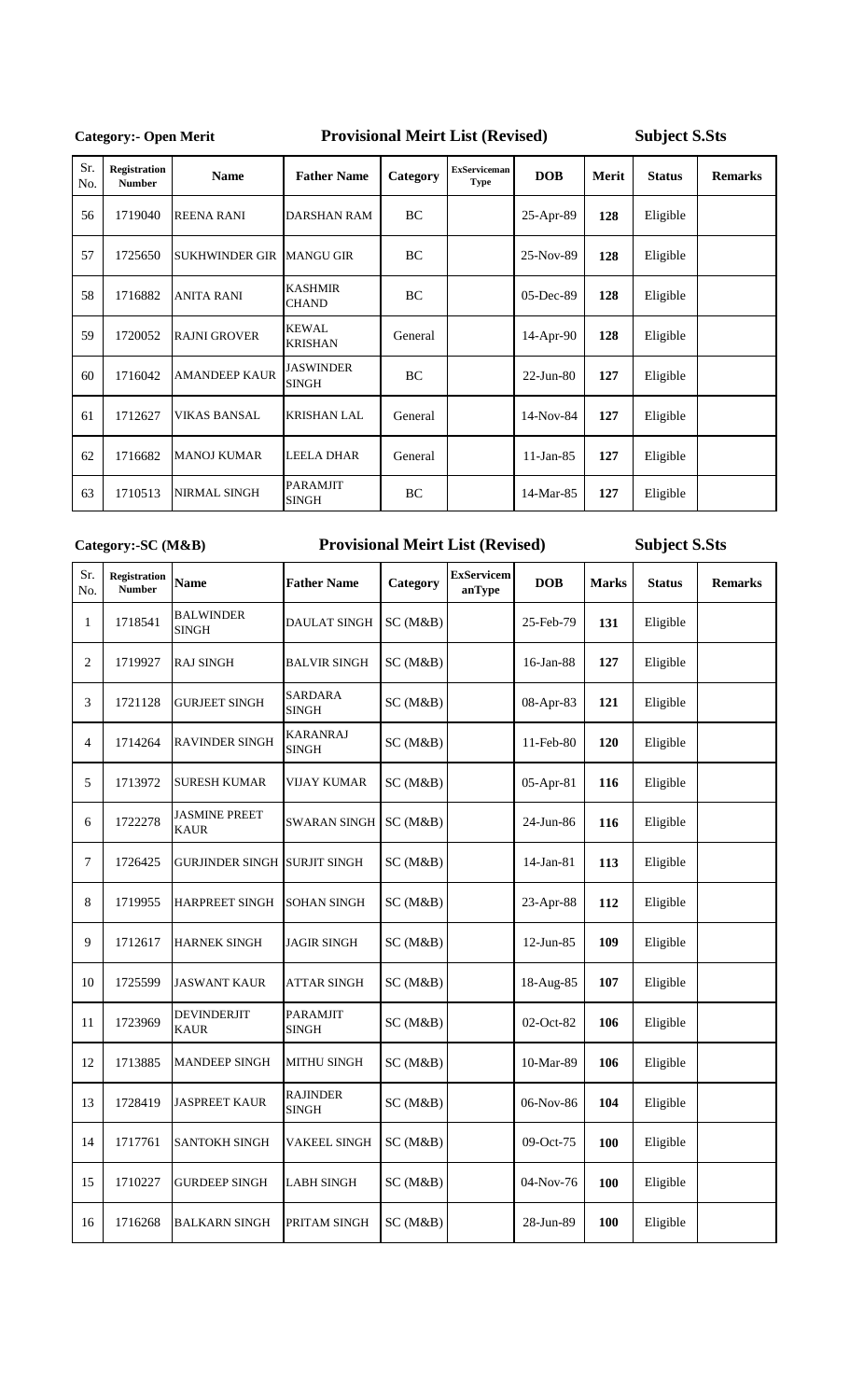**Category:- Open Merit** **Provisional Meirt List (Revised)** **Subject S.Sts**

| Sr. No. | Registration Number | Name | Father Name | Category | ExServiceman Type | DOB | Merit | Status | Remarks |
|---|---|---|---|---|---|---|---|---|---|
| 56 | 1719040 | REENA RANI | DARSHAN RAM | BC | | 25-Apr-89 | **128** | Eligible | |
| 57 | 1725650 | SUKHWINDER GIR | MANGU GIR | BC | | 25-Nov-89 | **128** | Eligible | |
| 58 | 1716882 | ANITA RANI | KASHMIR CHAND | BC | | 05-Dec-89 | **128** | Eligible | |
| 59 | 1720052 | RAJNI GROVER | KEWAL KRISHAN | General | | 14-Apr-90 | **128** | Eligible | |
| 60 | 1716042 | AMANDEEP KAUR | JASWINDER SINGH | BC | | 22-Jun-80 | **127** | Eligible | |
| 61 | 1712627 | VIKAS BANSAL | KRISHAN LAL | General | | 14-Nov-84 | **127** | Eligible | |
| 62 | 1716682 | MANOJ KUMAR | LEELA DHAR | General | | 11-Jan-85 | **127** | Eligible | |
| 63 | 1710513 | NIRMAL SINGH | PARAMJIT SINGH | BC | | 14-Mar-85 | **127** | Eligible | |

**Category:-SC (M&B)** **Provisional Meirt List (Revised)** **Subject S.Sts**

| Sr. No. | Registration Number | Name | Father Name | Category | ExServicemanType | DOB | Marks | Status | Remarks |
|---|---|---|---|---|---|---|---|---|---|
| 1 | 1718541 | BALWINDER SINGH | DAULAT SINGH | SC (M&B) | | 25-Feb-79 | **131** | Eligible | |
| 2 | 1719927 | RAJ SINGH | BALVIR SINGH | SC (M&B) | | 16-Jan-88 | **127** | Eligible | |
| 3 | 1721128 | GURJEET SINGH | SARDARA SINGH | SC (M&B) | | 08-Apr-83 | **121** | Eligible | |
| 4 | 1714264 | RAVINDER SINGH | KARANRAJ SINGH | SC (M&B) | | 11-Feb-80 | **120** | Eligible | |
| 5 | 1713972 | SURESH KUMAR | VIJAY KUMAR | SC (M&B) | | 05-Apr-81 | **116** | Eligible | |
| 6 | 1722278 | JASMINE PREET KAUR | SWARAN SINGH | SC (M&B) | | 24-Jun-86 | **116** | Eligible | |
| 7 | 1726425 | GURJINDER SINGH | SURJIT SINGH | SC (M&B) | | 14-Jan-81 | **113** | Eligible | |
| 8 | 1719955 | HARPREET SINGH | SOHAN SINGH | SC (M&B) | | 23-Apr-88 | **112** | Eligible | |
| 9 | 1712617 | HARNEK SINGH | JAGIR SINGH | SC (M&B) | | 12-Jun-85 | **109** | Eligible | |
| 10 | 1725599 | JASWANT KAUR | ATTAR SINGH | SC (M&B) | | 18-Aug-85 | **107** | Eligible | |
| 11 | 1723969 | DEVINDERJIT KAUR | PARAMJIT SINGH | SC (M&B) | | 02-Oct-82 | **106** | Eligible | |
| 12 | 1713885 | MANDEEP SINGH | MITHU SINGH | SC (M&B) | | 10-Mar-89 | **106** | Eligible | |
| 13 | 1728419 | JASPREET KAUR | RAJINDER SINGH | SC (M&B) | | 06-Nov-86 | **104** | Eligible | |
| 14 | 1717761 | SANTOKH SINGH | VAKEEL SINGH | SC (M&B) | | 09-Oct-75 | **100** | Eligible | |
| 15 | 1710227 | GURDEEP SINGH | LABH SINGH | SC (M&B) | | 04-Nov-76 | **100** | Eligible | |
| 16 | 1716268 | BALKARN SINGH | PRITAM SINGH | SC (M&B) | | 28-Jun-89 | **100** | Eligible | |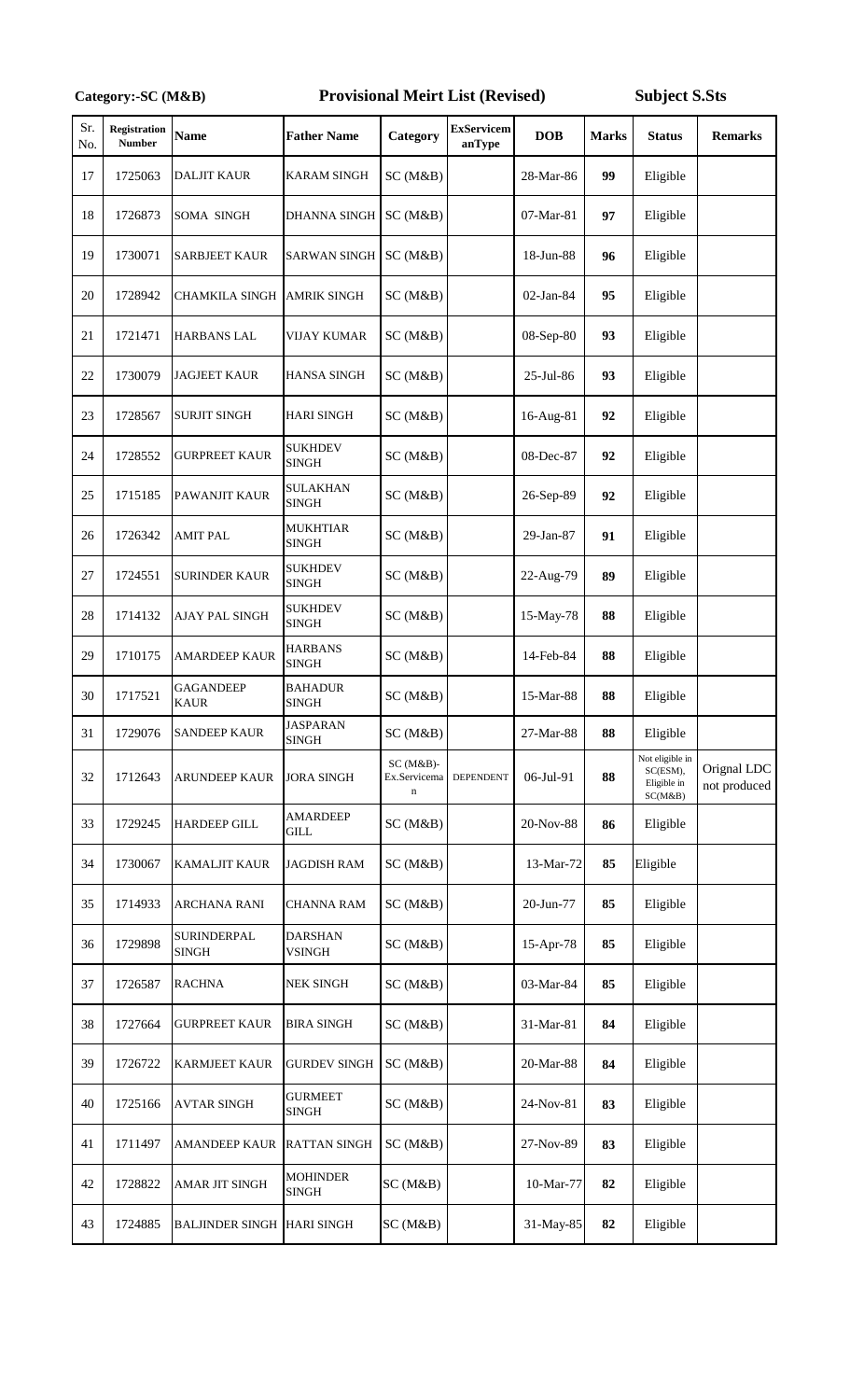**Category:-SC (M&B)** **Provisional Meirt List (Revised)** **Subject S.Sts**

| Sr. No. | Registration Number | Name | Father Name | Category | ExServicemanType | DOB | Marks | Status | Remarks |
|---|---|---|---|---|---|---|---|---|---|
| 17 | 1725063 | DALJIT KAUR | KARAM SINGH | SC (M&B) | | 28-Mar-86 | **99** | Eligible | |
| 18 | 1726873 | SOMA SINGH | DHANNA SINGH | SC (M&B) | | 07-Mar-81 | **97** | Eligible | |
| 19 | 1730071 | SARBJEET KAUR | SARWAN SINGH | SC (M&B) | | 18-Jun-88 | **96** | Eligible | |
| 20 | 1728942 | CHAMKILA SINGH | AMRIK SINGH | SC (M&B) | | 02-Jan-84 | **95** | Eligible | |
| 21 | 1721471 | HARBANS LAL | VIJAY KUMAR | SC (M&B) | | 08-Sep-80 | **93** | Eligible | |
| 22 | 1730079 | JAGJEET KAUR | HANSA SINGH | SC (M&B) | | 25-Jul-86 | **93** | Eligible | |
| 23 | 1728567 | SURJIT SINGH | HARI SINGH | SC (M&B) | | 16-Aug-81 | **92** | Eligible | |
| 24 | 1728552 | GURPREET KAUR | SUKHDEV SINGH | SC (M&B) | | 08-Dec-87 | **92** | Eligible | |
| 25 | 1715185 | PAWANJIT KAUR | SULAKHAN SINGH | SC (M&B) | | 26-Sep-89 | **92** | Eligible | |
| 26 | 1726342 | AMIT PAL | MUKHTIAR SINGH | SC (M&B) | | 29-Jan-87 | **91** | Eligible | |
| 27 | 1724551 | SURINDER KAUR | SUKHDEV SINGH | SC (M&B) | | 22-Aug-79 | **89** | Eligible | |
| 28 | 1714132 | AJAY PAL SINGH | SUKHDEV SINGH | SC (M&B) | | 15-May-78 | **88** | Eligible | |
| 29 | 1710175 | AMARDEEP KAUR | HARBANS SINGH | SC (M&B) | | 14-Feb-84 | **88** | Eligible | |
| 30 | 1717521 | GAGANDEEP KAUR | BAHADUR SINGH | SC (M&B) | | 15-Mar-88 | **88** | Eligible | |
| 31 | 1729076 | SANDEEP KAUR | JASPARAN SINGH | SC (M&B) | | 27-Mar-88 | **88** | Eligible | |
| 32 | 1712643 | ARUNDEEP KAUR | JORA SINGH | SC (M&B)-Ex.Serviceman | DEPENDENT | 06-Jul-91 | **88** | Not eligible in SC(ESM), Eligible in SC(M&B) | Orignal LDC not produced |
| 33 | 1729245 | HARDEEP GILL | AMARDEEP GILL | SC (M&B) | | 20-Nov-88 | **86** | Eligible | |
| 34 | 1730067 | KAMALJIT KAUR | JAGDISH RAM | SC (M&B) | | 13-Mar-72 | **85** | Eligible | |
| 35 | 1714933 | ARCHANA RANI | CHANNA RAM | SC (M&B) | | 20-Jun-77 | **85** | Eligible | |
| 36 | 1729898 | SURINDERPAL SINGH | DARSHAN VSINGH | SC (M&B) | | 15-Apr-78 | **85** | Eligible | |
| 37 | 1726587 | RACHNA | NEK SINGH | SC (M&B) | | 03-Mar-84 | **85** | Eligible | |
| 38 | 1727664 | GURPREET KAUR | BIRA SINGH | SC (M&B) | | 31-Mar-81 | **84** | Eligible | |
| 39 | 1726722 | KARMJEET KAUR | GURDEV SINGH | SC (M&B) | | 20-Mar-88 | **84** | Eligible | |
| 40 | 1725166 | AVTAR SINGH | GURMEET SINGH | SC (M&B) | | 24-Nov-81 | **83** | Eligible | |
| 41 | 1711497 | AMANDEEP KAUR | RATTAN SINGH | SC (M&B) | | 27-Nov-89 | **83** | Eligible | |
| 42 | 1728822 | AMAR JIT SINGH | MOHINDER SINGH | SC (M&B) | | 10-Mar-77 | **82** | Eligible | |
| 43 | 1724885 | BALJINDER SINGH | HARI SINGH | SC (M&B) | | 31-May-85 | **82** | Eligible | |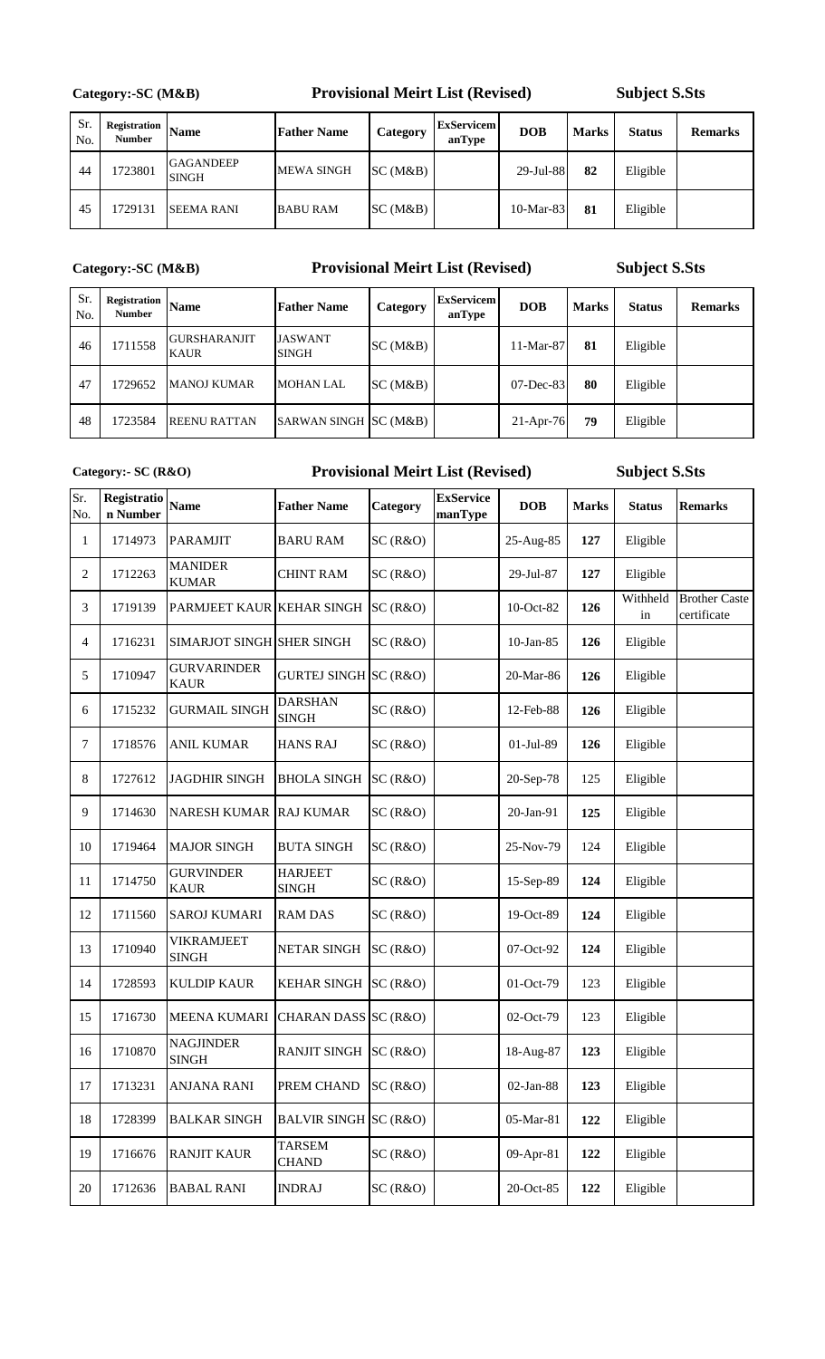**Category:-SC (M&B)** **Provisional Meirt List (Revised)** **Subject S.Sts**

| Sr. No. | Registration Number | Name | Father Name | Category | ExServicemanType | DOB | Marks | Status | Remarks |
|---|---|---|---|---|---|---|---|---|---|
| 44 | 1723801 | GAGANDEEP SINGH | MEWA SINGH | SC (M&B) | | 29-Jul-88 | **82** | Eligible | |
| 45 | 1729131 | SEEMA RANI | BABU RAM | SC (M&B) | | 10-Mar-83 | **81** | Eligible | |

**Category:-SC (M&B)** **Provisional Meirt List (Revised)** **Subject S.Sts**

| Sr. No. | Registration Number | Name | Father Name | Category | ExServicemanType | DOB | Marks | Status | Remarks |
|---|---|---|---|---|---|---|---|---|---|
| 46 | 1711558 | GURSHARANJIT KAUR | JASWANT SINGH | SC (M&B) | | 11-Mar-87 | **81** | Eligible | |
| 47 | 1729652 | MANOJ KUMAR | MOHAN LAL | SC (M&B) | | 07-Dec-83 | **80** | Eligible | |
| 48 | 1723584 | REENU RATTAN | SARWAN SINGH | SC (M&B) | | 21-Apr-76 | **79** | Eligible | |

**Category:- SC (R&O)** **Provisional Meirt List (Revised)** **Subject S.Sts**

| Sr. No. | Registration Number | Name | Father Name | Category | ExServicemanType | DOB | Marks | Status | Remarks |
|---|---|---|---|---|---|---|---|---|---|
| 1 | 1714973 | PARAMJIT | BARU RAM | SC (R&O) | | 25-Aug-85 | **127** | Eligible | |
| 2 | 1712263 | MANIDER KUMAR | CHINT RAM | SC (R&O) | | 29-Jul-87 | **127** | Eligible | |
| 3 | 1719139 | PARMJEET KAUR | KEHAR SINGH | SC (R&O) | | 10-Oct-82 | **126** | Withheld in | Brother Caste certificate |
| 4 | 1716231 | SIMARJOT SINGH | SHER SINGH | SC (R&O) | | 10-Jan-85 | **126** | Eligible | |
| 5 | 1710947 | GURVARINDER KAUR | GURTEJ SINGH | SC (R&O) | | 20-Mar-86 | **126** | Eligible | |
| 6 | 1715232 | GURMAIL SINGH | DARSHAN SINGH | SC (R&O) | | 12-Feb-88 | **126** | Eligible | |
| 7 | 1718576 | ANIL KUMAR | HANS RAJ | SC (R&O) | | 01-Jul-89 | **126** | Eligible | |
| 8 | 1727612 | JAGDHIR SINGH | BHOLA SINGH | SC (R&O) | | 20-Sep-78 | 125 | Eligible | |
| 9 | 1714630 | NARESH KUMAR | RAJ KUMAR | SC (R&O) | | 20-Jan-91 | **125** | Eligible | |
| 10 | 1719464 | MAJOR SINGH | BUTA SINGH | SC (R&O) | | 25-Nov-79 | 124 | Eligible | |
| 11 | 1714750 | GURVINDER KAUR | HARJEET SINGH | SC (R&O) | | 15-Sep-89 | **124** | Eligible | |
| 12 | 1711560 | SAROJ KUMARI | RAM DAS | SC (R&O) | | 19-Oct-89 | **124** | Eligible | |
| 13 | 1710940 | VIKRAMJEET SINGH | NETAR SINGH | SC (R&O) | | 07-Oct-92 | **124** | Eligible | |
| 14 | 1728593 | KULDIP KAUR | KEHAR SINGH | SC (R&O) | | 01-Oct-79 | 123 | Eligible | |
| 15 | 1716730 | MEENA KUMARI | CHARAN DASS | SC (R&O) | | 02-Oct-79 | 123 | Eligible | |
| 16 | 1710870 | NAGJINDER SINGH | RANJIT SINGH | SC (R&O) | | 18-Aug-87 | **123** | Eligible | |
| 17 | 1713231 | ANJANA RANI | PREM CHAND | SC (R&O) | | 02-Jan-88 | **123** | Eligible | |
| 18 | 1728399 | BALKAR SINGH | BALVIR SINGH | SC (R&O) | | 05-Mar-81 | **122** | Eligible | |
| 19 | 1716676 | RANJIT KAUR | TARSEM CHAND | SC (R&O) | | 09-Apr-81 | **122** | Eligible | |
| 20 | 1712636 | BABAL RANI | INDRAJ | SC (R&O) | | 20-Oct-85 | **122** | Eligible | |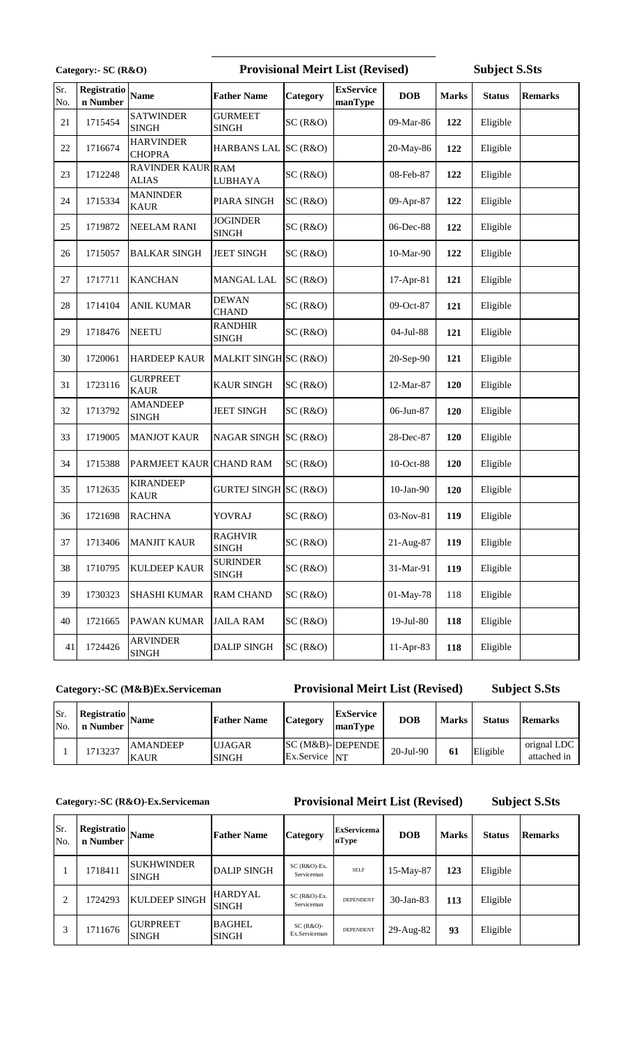Category:- SC (R&O) **Provisional Meirt List (Revised)** **Subject S.Sts**

| Sr. No. | Registration Number | Name | Father Name | Category | ExServicemanType | DOB | Marks | Status | Remarks |
|---|---|---|---|---|---|---|---|---|---|
| 21 | 1715454 | SATWINDER SINGH | GURMEET SINGH | SC (R&O) | | 09-Mar-86 | 122 | Eligible | |
| 22 | 1716674 | HARVINDER CHOPRA | HARBANS LAL | SC (R&O) | | 20-May-86 | 122 | Eligible | |
| 23 | 1712248 | RAVINDER KAUR ALIAS | RAM LUBHAYA | SC (R&O) | | 08-Feb-87 | 122 | Eligible | |
| 24 | 1715334 | MANINDER KAUR | PIARA SINGH | SC (R&O) | | 09-Apr-87 | 122 | Eligible | |
| 25 | 1719872 | NEELAM RANI | JOGINDER SINGH | SC (R&O) | | 06-Dec-88 | 122 | Eligible | |
| 26 | 1715057 | BALKAR SINGH | JEET SINGH | SC (R&O) | | 10-Mar-90 | 122 | Eligible | |
| 27 | 1717711 | KANCHAN | MANGAL LAL | SC (R&O) | | 17-Apr-81 | 121 | Eligible | |
| 28 | 1714104 | ANIL KUMAR | DEWAN CHAND | SC (R&O) | | 09-Oct-87 | 121 | Eligible | |
| 29 | 1718476 | NEETU | RANDHIR SINGH | SC (R&O) | | 04-Jul-88 | 121 | Eligible | |
| 30 | 1720061 | HARDEEP KAUR | MALKIT SINGH | SC (R&O) | | 20-Sep-90 | 121 | Eligible | |
| 31 | 1723116 | GURPREET KAUR | KAUR SINGH | SC (R&O) | | 12-Mar-87 | 120 | Eligible | |
| 32 | 1713792 | AMANDEEP SINGH | JEET SINGH | SC (R&O) | | 06-Jun-87 | 120 | Eligible | |
| 33 | 1719005 | MANJOT KAUR | NAGAR SINGH | SC (R&O) | | 28-Dec-87 | 120 | Eligible | |
| 34 | 1715388 | PARMJEET KAUR | CHAND RAM | SC (R&O) | | 10-Oct-88 | 120 | Eligible | |
| 35 | 1712635 | KIRANDEEP KAUR | GURTEJ SINGH | SC (R&O) | | 10-Jan-90 | 120 | Eligible | |
| 36 | 1721698 | RACHNA | YOVRAJ | SC (R&O) | | 03-Nov-81 | 119 | Eligible | |
| 37 | 1713406 | MANJIT KAUR | RAGHVIR SINGH | SC (R&O) | | 21-Aug-87 | 119 | Eligible | |
| 38 | 1710795 | KULDEEP KAUR | SURINDER SINGH | SC (R&O) | | 31-Mar-91 | 119 | Eligible | |
| 39 | 1730323 | SHASHI KUMAR | RAM CHAND | SC (R&O) | | 01-May-78 | 118 | Eligible | |
| 40 | 1721665 | PAWAN KUMAR | JAILA RAM | SC (R&O) | | 19-Jul-80 | 118 | Eligible | |
| 41 | 1724426 | ARVINDER SINGH | DALIP SINGH | SC (R&O) | | 11-Apr-83 | 118 | Eligible | |

Category:-SC (M&B)Ex.Serviceman **Provisional Meirt List (Revised)** **Subject S.Sts**

| Sr. No. | Registration Number | Name | Father Name | Category | ExServicemanType | DOB | Marks | Status | Remarks |
|---|---|---|---|---|---|---|---|---|---|
| 1 | 1713237 | AMANDEEP KAUR | UJAGAR SINGH | SC (M&B)-Ex.Service | DEPENDENT | 20-Jul-90 | 61 | Eligible | orignal LDC attached in |

Category:-SC (R&O)-Ex.Serviceman **Provisional Meirt List (Revised)** **Subject S.Sts**

| Sr. No. | Registration Number | Name | Father Name | Category | ExServicemanType | DOB | Marks | Status | Remarks |
|---|---|---|---|---|---|---|---|---|---|
| 1 | 1718411 | SUKHWINDER SINGH | DALIP SINGH | SC (R&O)-Ex. Serviceman | SELF | 15-May-87 | 123 | Eligible | |
| 2 | 1724293 | KULDEEP SINGH | HARDYAL SINGH | SC (R&O)-Ex. Serviceman | DEPENDENT | 30-Jan-83 | 113 | Eligible | |
| 3 | 1711676 | GURPREET SINGH | BAGHEL SINGH | SC (R&O)-Ex.Serviceman | DEPENDENT | 29-Aug-82 | 93 | Eligible | |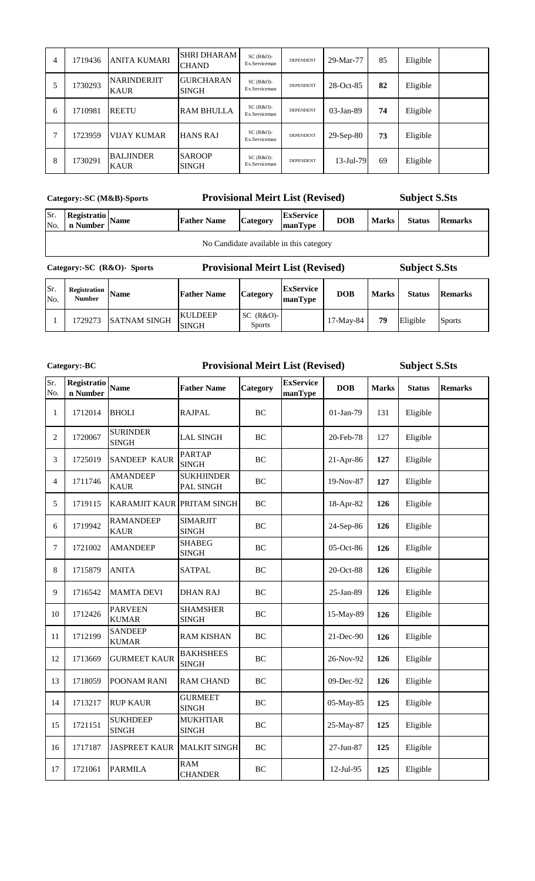| Sr. No. | Registration Number | Name | Father Name | Category | ExService manType | DOB | Marks | Status | Remarks |
|---|---|---|---|---|---|---|---|---|---|
| 4 | 1719436 | ANITA KUMARI | SHRI DHARAM CHAND | SC (R&O)-Ex.Serviceman | DEPENDENT | 29-Mar-77 | 85 | Eligible | |
| 5 | 1730293 | NARINDERJIT KAUR | GURCHARAN SINGH | SC (R&O)-Ex.Serviceman | DEPENDENT | 28-Oct-85 | **82** | Eligible | |
| 6 | 1710981 | REETU | RAM BHULLA | SC (R&O)-Ex.Serviceman | DEPENDENT | 03-Jan-89 | 74 | Eligible | |
| 7 | 1723959 | VIJAY KUMAR | HANS RAJ | SC (R&O)-Ex.Serviceman | DEPENDENT | 29-Sep-80 | **73** | Eligible | |
| 8 | 1730291 | BALJINDER KAUR | SAROOP SINGH | SC (R&O)-Ex.Serviceman | DEPENDENT | 13-Jul-79 | 69 | Eligible | |

**Category:-SC (M&B)-Sports** **Provisional Meirt List (Revised)** **Subject S.Sts**

| Sr. No. | Registration Number | Name | Father Name | Category | ExService manType | DOB | Marks | Status | Remarks |
|---|---|---|---|---|---|---|---|---|---|
| No Candidate available in this category | | | | | | | | | |

**Category:-SC (R&O)- Sports** **Provisional Meirt List (Revised)** **Subject S.Sts**

| Sr. No. | Registration Number | Name | Father Name | Category | ExService manType | DOB | Marks | Status | Remarks |
|---|---|---|---|---|---|---|---|---|---|
| 1 | 1729273 | SATNAM SINGH | KULDEEP SINGH | SC (R&O)-Sports | | 17-May-84 | **79** | Eligible | Sports |

**Category:-BC** **Provisional Meirt List (Revised)** **Subject S.Sts**

| Sr. No. | Registration Number | Name | Father Name | Category | ExService manType | DOB | Marks | Status | Remarks |
|---|---|---|---|---|---|---|---|---|---|
| 1 | 1712014 | BHOLI | RAJPAL | BC | | 01-Jan-79 | 131 | Eligible | |
| 2 | 1720067 | SURINDER SINGH | LAL SINGH | BC | | 20-Feb-78 | 127 | Eligible | |
| 3 | 1725019 | SANDEEP KAUR | PARTAP SINGH | BC | | 21-Apr-86 | **127** | Eligible | |
| 4 | 1711746 | AMANDEEP KAUR | SUKHJINDER PAL SINGH | BC | | 19-Nov-87 | **127** | Eligible | |
| 5 | 1719115 | KARAMJIT KAUR | PRITAM SINGH | BC | | 18-Apr-82 | **126** | Eligible | |
| 6 | 1719942 | RAMANDEEP KAUR | SIMARJIT SINGH | BC | | 24-Sep-86 | **126** | Eligible | |
| 7 | 1721002 | AMANDEEP | SHABEG SINGH | BC | | 05-Oct-86 | **126** | Eligible | |
| 8 | 1715879 | ANITA | SATPAL | BC | | 20-Oct-88 | **126** | Eligible | |
| 9 | 1716542 | MAMTA DEVI | DHAN RAJ | BC | | 25-Jan-89 | **126** | Eligible | |
| 10 | 1712426 | PARVEEN KUMAR | SHAMSHER SINGH | BC | | 15-May-89 | **126** | Eligible | |
| 11 | 1712199 | SANDEEP KUMAR | RAM KISHAN | BC | | 21-Dec-90 | **126** | Eligible | |
| 12 | 1713669 | GURMEET KAUR | BAKHSHEES SINGH | BC | | 26-Nov-92 | **126** | Eligible | |
| 13 | 1718059 | POONAM RANI | RAM CHAND | BC | | 09-Dec-92 | **126** | Eligible | |
| 14 | 1713217 | RUP KAUR | GURMEET SINGH | BC | | 05-May-85 | **125** | Eligible | |
| 15 | 1721151 | SUKHDEEP SINGH | MUKHTIAR SINGH | BC | | 25-May-87 | **125** | Eligible | |
| 16 | 1717187 | JASPREET KAUR | MALKIT SINGH | BC | | 27-Jun-87 | **125** | Eligible | |
| 17 | 1721061 | PARMILA | RAM CHANDER | BC | | 12-Jul-95 | **125** | Eligible | |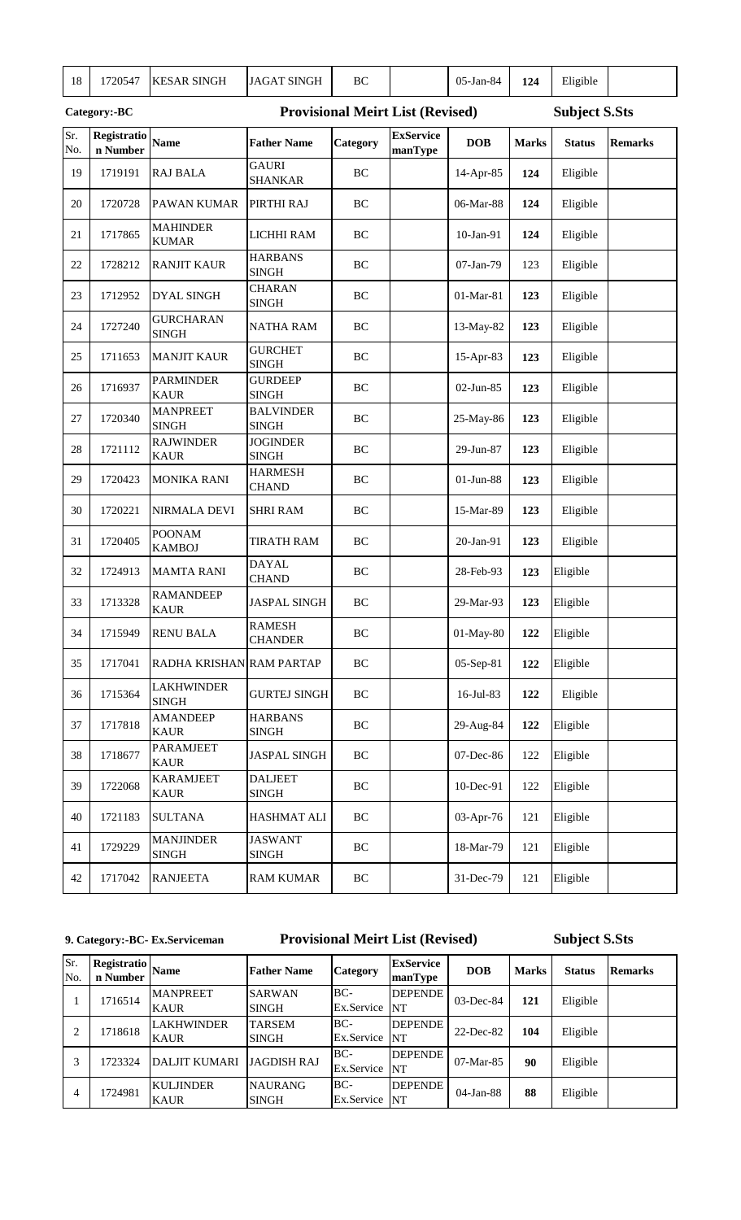| 18 | 1720547 | KESAR SINGH | JAGAT SINGH | BC | | 05-Jan-84 | 124 | Eligible | |
|---|---|---|---|---|---|---|---|---|---|

**Category:-BC** **Provisional Meirt List (Revised)** **Subject S.Sts**

| Sr. No. | Registration Number | Name | Father Name | Category | ExServicemanType | DOB | Marks | Status | Remarks |
|---|---|---|---|---|---|---|---|---|---|
| 19 | 1719191 | RAJ BALA | GAURI SHANKAR | BC | | 14-Apr-85 | 124 | Eligible | |
| 20 | 1720728 | PAWAN KUMAR | PIRTHI RAJ | BC | | 06-Mar-88 | 124 | Eligible | |
| 21 | 1717865 | MAHINDER KUMAR | LICHHI RAM | BC | | 10-Jan-91 | 124 | Eligible | |
| 22 | 1728212 | RANJIT KAUR | HARBANS SINGH | BC | | 07-Jan-79 | 123 | Eligible | |
| 23 | 1712952 | DYAL SINGH | CHARAN SINGH | BC | | 01-Mar-81 | 123 | Eligible | |
| 24 | 1727240 | GURCHARAN SINGH | NATHA RAM | BC | | 13-May-82 | 123 | Eligible | |
| 25 | 1711653 | MANJIT KAUR | GURCHET SINGH | BC | | 15-Apr-83 | 123 | Eligible | |
| 26 | 1716937 | PARMINDER KAUR | GURDEEP SINGH | BC | | 02-Jun-85 | 123 | Eligible | |
| 27 | 1720340 | MANPREET SINGH | BALVINDER SINGH | BC | | 25-May-86 | 123 | Eligible | |
| 28 | 1721112 | RAJWINDER KAUR | JOGINDER SINGH | BC | | 29-Jun-87 | 123 | Eligible | |
| 29 | 1720423 | MONIKA RANI | HARMESH CHAND | BC | | 01-Jun-88 | 123 | Eligible | |
| 30 | 1720221 | NIRMALA DEVI | SHRI RAM | BC | | 15-Mar-89 | 123 | Eligible | |
| 31 | 1720405 | POONAM KAMBOJ | TIRATH RAM | BC | | 20-Jan-91 | 123 | Eligible | |
| 32 | 1724913 | MAMTA RANI | DAYAL CHAND | BC | | 28-Feb-93 | 123 | Eligible | |
| 33 | 1713328 | RAMANDEEP KAUR | JASPAL SINGH | BC | | 29-Mar-93 | 123 | Eligible | |
| 34 | 1715949 | RENU BALA | RAMESH CHANDER | BC | | 01-May-80 | 122 | Eligible | |
| 35 | 1717041 | RADHA KRISHAN | RAM PARTAP | BC | | 05-Sep-81 | 122 | Eligible | |
| 36 | 1715364 | LAKHWINDER SINGH | GURTEJ SINGH | BC | | 16-Jul-83 | 122 | Eligible | |
| 37 | 1717818 | AMANDEEP KAUR | HARBANS SINGH | BC | | 29-Aug-84 | 122 | Eligible | |
| 38 | 1718677 | PARAMJEET KAUR | JASPAL SINGH | BC | | 07-Dec-86 | 122 | Eligible | |
| 39 | 1722068 | KARAMJEET KAUR | DALJEET SINGH | BC | | 10-Dec-91 | 122 | Eligible | |
| 40 | 1721183 | SULTANA | HASHMAT ALI | BC | | 03-Apr-76 | 121 | Eligible | |
| 41 | 1729229 | MANJINDER SINGH | JASWANT SINGH | BC | | 18-Mar-79 | 121 | Eligible | |
| 42 | 1717042 | RANJEETA | RAM KUMAR | BC | | 31-Dec-79 | 121 | Eligible | |

**9. Category:-BC- Ex.Serviceman** **Provisional Meirt List (Revised)** **Subject S.Sts**

| Sr. No. | Registration Number | Name | Father Name | Category | ExServicemanType | DOB | Marks | Status | Remarks |
|---|---|---|---|---|---|---|---|---|---|
| 1 | 1716514 | MANPREET KAUR | SARWAN SINGH | BC-Ex.Service | DEPENDENT | 03-Dec-84 | 121 | Eligible | |
| 2 | 1718618 | LAKHWINDER KAUR | TARSEM SINGH | BC-Ex.Service | DEPENDENT | 22-Dec-82 | 104 | Eligible | |
| 3 | 1723324 | DALJIT KUMARI | JAGDISH RAJ | BC-Ex.Service | DEPENDENT | 07-Mar-85 | 90 | Eligible | |
| 4 | 1724981 | KULJINDER KAUR | NAURANG SINGH | BC-Ex.Service | DEPENDENT | 04-Jan-88 | 88 | Eligible | |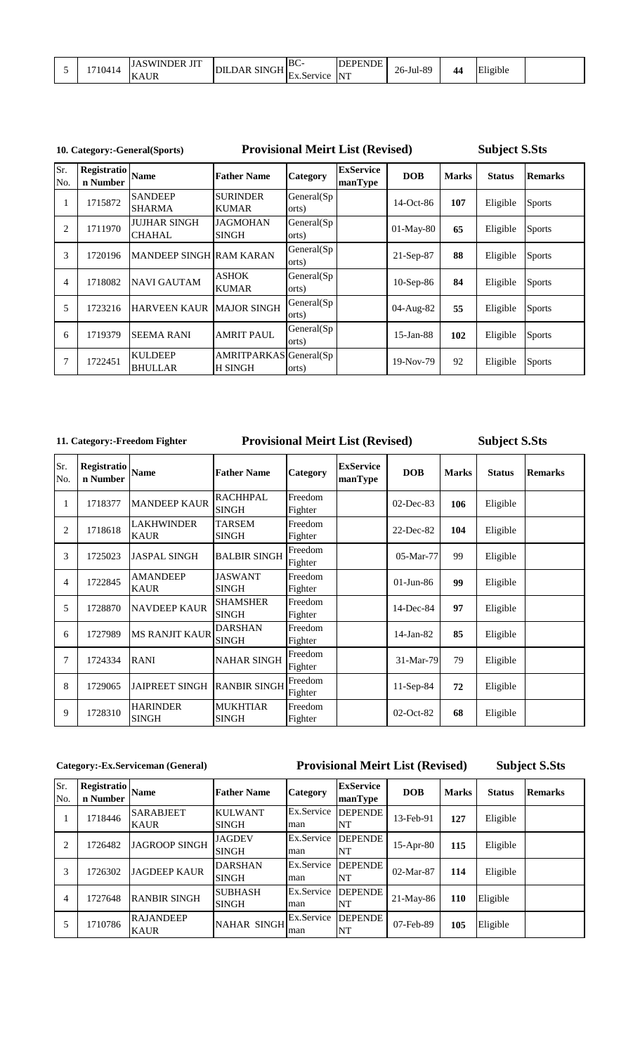| 5 | 1710414 | JASWINDER JIT KAUR | DILDAR SINGH | BC-Ex.Service | DEPENDENT | 26-Jul-89 | 44 | Eligible | |
|---|---|---|---|---|---|---|---|---|---|

**10. Category:-General(Sports)** **Provisional Meirt List (Revised)** **Subject S.Sts**

| Sr. No. | Registration Number | Name | Father Name | Category | ExServiceman Type | DOB | Marks | Status | Remarks |
|---|---|---|---|---|---|---|---|---|---|
| 1 | 1715872 | SANDEEP SHARMA | SURINDER KUMAR | General(Sports) | | 14-Oct-86 | 107 | Eligible | Sports |
| 2 | 1711970 | JUJHAR SINGH CHAHAL | JAGMOHAN SINGH | General(Sports) | | 01-May-80 | 65 | Eligible | Sports |
| 3 | 1720196 | MANDEEP SINGH | RAM KARAN | General(Sports) | | 21-Sep-87 | 88 | Eligible | Sports |
| 4 | 1718082 | NAVI GAUTAM | ASHOK KUMAR | General(Sports) | | 10-Sep-86 | 84 | Eligible | Sports |
| 5 | 1723216 | HARVEEN KAUR | MAJOR SINGH | General(Sports) | | 04-Aug-82 | 55 | Eligible | Sports |
| 6 | 1719379 | SEEMA RANI | AMRIT PAUL | General(Sports) | | 15-Jan-88 | 102 | Eligible | Sports |
| 7 | 1722451 | KULDEEP BHULLAR | AMRITPARKASH SINGH | General(Sports) | | 19-Nov-79 | 92 | Eligible | Sports |

**11. Category:-Freedom Fighter** **Provisional Meirt List (Revised)** **Subject S.Sts**

| Sr. No. | Registration Number | Name | Father Name | Category | ExServiceman Type | DOB | Marks | Status | Remarks |
|---|---|---|---|---|---|---|---|---|---|
| 1 | 1718377 | MANDEEP KAUR | RACHHPAL SINGH | Freedom Fighter | | 02-Dec-83 | 106 | Eligible | |
| 2 | 1718618 | LAKHWINDER KAUR | TARSEM SINGH | Freedom Fighter | | 22-Dec-82 | 104 | Eligible | |
| 3 | 1725023 | JASPAL SINGH | BALBIR SINGH | Freedom Fighter | | 05-Mar-77 | 99 | Eligible | |
| 4 | 1722845 | AMANDEEP KAUR | JASWANT SINGH | Freedom Fighter | | 01-Jun-86 | 99 | Eligible | |
| 5 | 1728870 | NAVDEEP KAUR | SHAMSHER SINGH | Freedom Fighter | | 14-Dec-84 | 97 | Eligible | |
| 6 | 1727989 | MS RANJIT KAUR | DARSHAN SINGH | Freedom Fighter | | 14-Jan-82 | 85 | Eligible | |
| 7 | 1724334 | RANI | NAHAR SINGH | Freedom Fighter | | 31-Mar-79 | 79 | Eligible | |
| 8 | 1729065 | JAIPREET SINGH | RANBIR SINGH | Freedom Fighter | | 11-Sep-84 | 72 | Eligible | |
| 9 | 1728310 | HARINDER SINGH | MUKHTIAR SINGH | Freedom Fighter | | 02-Oct-82 | 68 | Eligible | |

**Category:-Ex.Serviceman (General)** **Provisional Meirt List (Revised)** **Subject S.Sts**

| Sr. No. | Registration Number | Name | Father Name | Category | ExServiceman Type | DOB | Marks | Status | Remarks |
|---|---|---|---|---|---|---|---|---|---|
| 1 | 1718446 | SARABJEET KAUR | KULWANT SINGH | Ex.Serviceman | DEPENDENT | 13-Feb-91 | 127 | Eligible | |
| 2 | 1726482 | JAGROOP SINGH | JAGDEV SINGH | Ex.Serviceman | DEPENDENT | 15-Apr-80 | 115 | Eligible | |
| 3 | 1726302 | JAGDEEP KAUR | DARSHAN SINGH | Ex.Serviceman | DEPENDENT | 02-Mar-87 | 114 | Eligible | |
| 4 | 1727648 | RANBIR SINGH | SUBHASH SINGH | Ex.Serviceman | DEPENDENT | 21-May-86 | 110 | Eligible | |
| 5 | 1710786 | RAJANDEEP KAUR | NAHAR SINGH | Ex.Serviceman | DEPENDENT | 07-Feb-89 | 105 | Eligible | |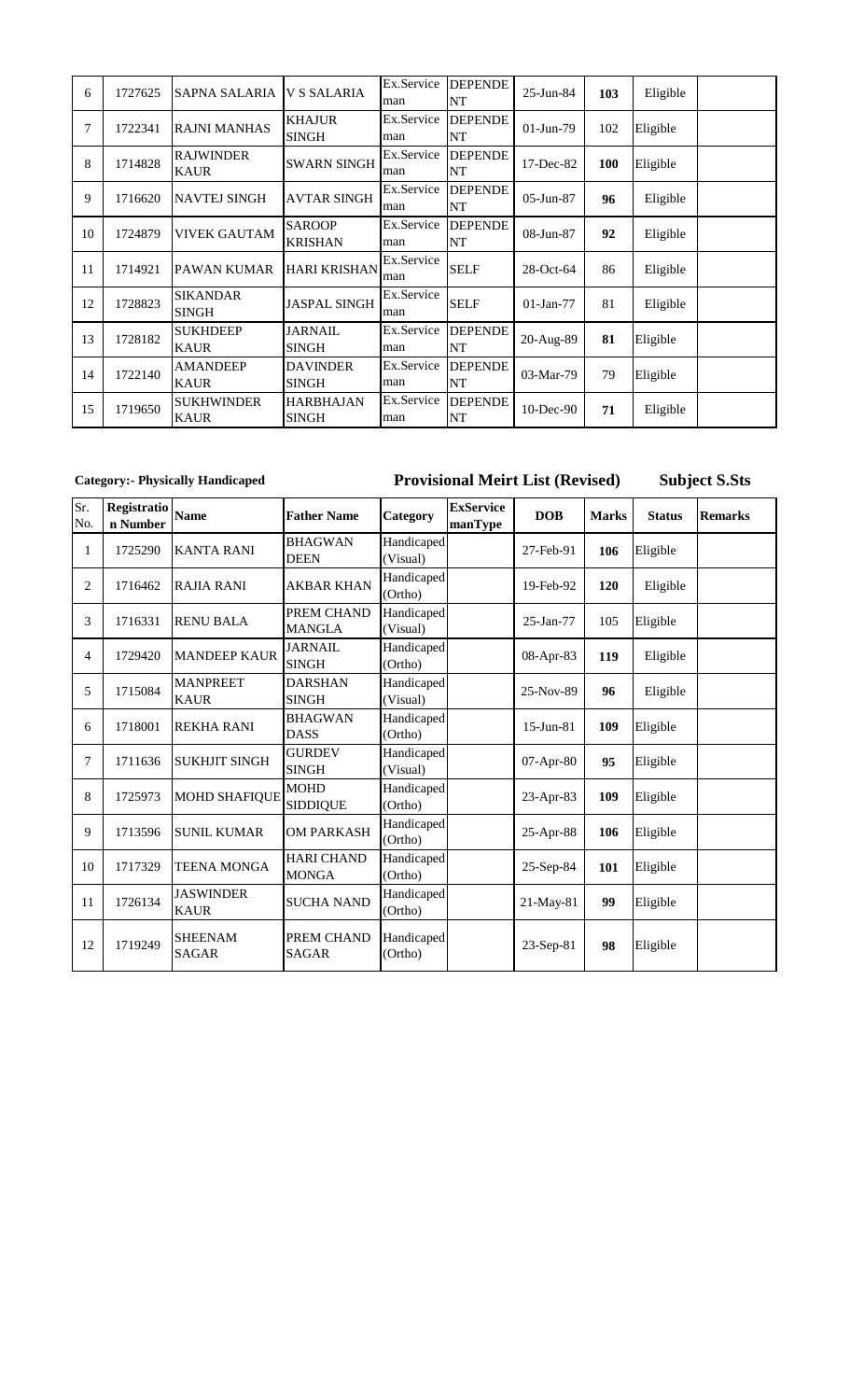| | | | | | | | | | |
|---|---|---|---|---|---|---|---|---|---|
| 6 | 1727625 | SAPNA SALARIA | V S SALARIA | Ex.Service man | DEPENDE NT | 25-Jun-84 | **103** | Eligible | |
| 7 | 1722341 | RAJNI MANHAS | KHAJUR SINGH | Ex.Service man | DEPENDE NT | 01-Jun-79 | 102 | Eligible | |
| 8 | 1714828 | RAJWINDER KAUR | SWARN SINGH | Ex.Service man | DEPENDE NT | 17-Dec-82 | **100** | Eligible | |
| 9 | 1716620 | NAVTEJ SINGH | AVTAR SINGH | Ex.Service man | DEPENDE NT | 05-Jun-87 | **96** | Eligible | |
| 10 | 1724879 | VIVEK GAUTAM | SAROOP KRISHAN | Ex.Service man | DEPENDE NT | 08-Jun-87 | **92** | Eligible | |
| 11 | 1714921 | PAWAN KUMAR | HARI KRISHAN | Ex.Service man | SELF | 28-Oct-64 | 86 | Eligible | |
| 12 | 1728823 | SIKANDAR SINGH | JASPAL SINGH | Ex.Service man | SELF | 01-Jan-77 | 81 | Eligible | |
| 13 | 1728182 | SUKHDEEP KAUR | JARNAIL SINGH | Ex.Service man | DEPENDE NT | 20-Aug-89 | **81** | Eligible | |
| 14 | 1722140 | AMANDEEP KAUR | DAVINDER SINGH | Ex.Service man | DEPENDE NT | 03-Mar-79 | 79 | Eligible | |
| 15 | 1719650 | SUKHWINDER KAUR | HARBHAJAN SINGH | Ex.Service man | DEPENDE NT | 10-Dec-90 | **71** | Eligible | |

**Category:- Physically Handicaped** **Provisional Meirt List (Revised)** **Subject S.Sts**

| Sr. No. | Registration Number | Name | Father Name | Category | ExService manType | DOB | Marks | Status | Remarks |
|---|---|---|---|---|---|---|---|---|---|
| 1 | 1725290 | KANTA RANI | BHAGWAN DEEN | Handicaped (Visual) | | 27-Feb-91 | **106** | Eligible | |
| 2 | 1716462 | RAJIA RANI | AKBAR KHAN | Handicaped (Ortho) | | 19-Feb-92 | **120** | Eligible | |
| 3 | 1716331 | RENU BALA | PREM CHAND MANGLA | Handicaped (Visual) | | 25-Jan-77 | 105 | Eligible | |
| 4 | 1729420 | MANDEEP KAUR | JARNAIL SINGH | Handicaped (Ortho) | | 08-Apr-83 | **119** | Eligible | |
| 5 | 1715084 | MANPREET KAUR | DARSHAN SINGH | Handicaped (Visual) | | 25-Nov-89 | **96** | Eligible | |
| 6 | 1718001 | REKHA RANI | BHAGWAN DASS | Handicaped (Ortho) | | 15-Jun-81 | **109** | Eligible | |
| 7 | 1711636 | SUKHJIT SINGH | GURDEV SINGH | Handicaped (Visual) | | 07-Apr-80 | **95** | Eligible | |
| 8 | 1725973 | MOHD SHAFIQUE | MOHD SIDDIQUE | Handicaped (Ortho) | | 23-Apr-83 | **109** | Eligible | |
| 9 | 1713596 | SUNIL KUMAR | OM PARKASH | Handicaped (Ortho) | | 25-Apr-88 | **106** | Eligible | |
| 10 | 1717329 | TEENA MONGA | HARI CHAND MONGA | Handicaped (Ortho) | | 25-Sep-84 | **101** | Eligible | |
| 11 | 1726134 | JASWINDER KAUR | SUCHA NAND | Handicaped (Ortho) | | 21-May-81 | **99** | Eligible | |
| 12 | 1719249 | SHEENAM SAGAR | PREM CHAND SAGAR | Handicaped (Ortho) | | 23-Sep-81 | **98** | Eligible | |